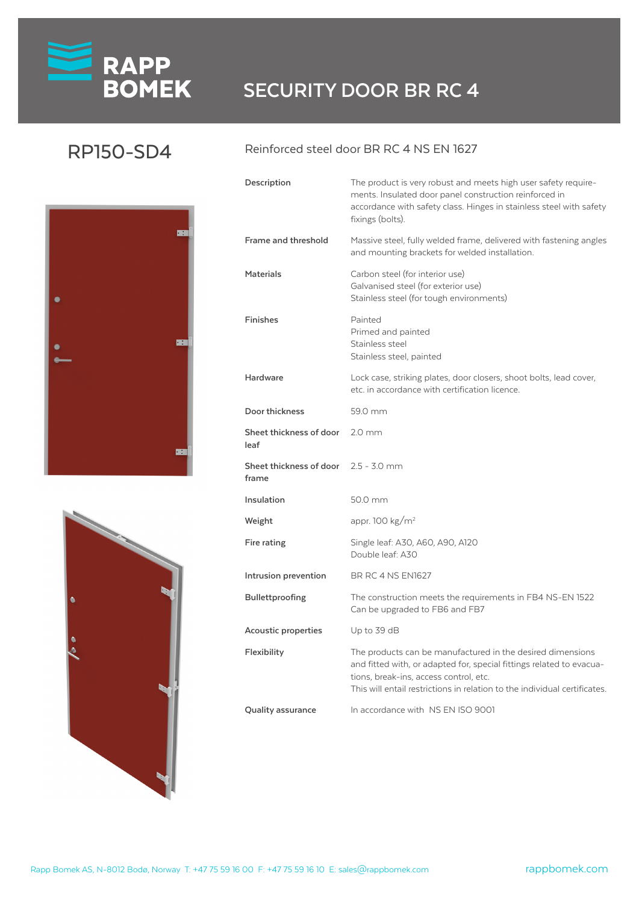RAPP BOMEK

# SECURITY DOOR BR RC 4

## RP150-SD4

### Reinforced steel door BR RC 4 NS EN 1627

| | |
|---|---|
| **Description** | The product is very robust and meets high user safety requirements. Insulated door panel construction reinforced in accordance with safety class. Hinges in stainless steel with safety fixings (bolts). |
| **Frame and threshold** | Massive steel, fully welded frame, delivered with fastening angles and mounting brackets for welded installation. |
| **Materials** | Carbon steel (for interior use)<br>Galvanised steel (for exterior use)<br>Stainless steel (for tough environments) |
| **Finishes** | Painted<br>Primed and painted<br>Stainless steel<br>Stainless steel, painted |
| **Hardware** | Lock case, striking plates, door closers, shoot bolts, lead cover, etc. in accordance with certification licence. |
| **Door thickness** | 59.0 mm |
| **Sheet thickness of door leaf** | 2.0 mm |
| **Sheet thickness of door frame** | 2.5 - 3.0 mm |
| **Insulation** | 50.0 mm |
| **Weight** | appr. 100 kg/m$^2$ |
| **Fire rating** | Single leaf: A30, A60, A90, A120<br>Double leaf: A30 |
| **Intrusion prevention** | BR RC 4 NS EN1627 |
| **Bullettproofing** | The construction meets the requirements in FB4 NS-EN 1522<br>Can be upgraded to FB6 and FB7 |
| **Acoustic properties** | Up to 39 dB |
| **Flexibility** | The products can be manufactured in the desired dimensions and fitted with, or adapted for, special fittings related to evacuations, break-ins, access control, etc.<br>This will entail restrictions in relation to the individual certificates. |
| **Quality assurance** | In accordance with NS EN ISO 9001 |

Rapp Bomek AS, N-8012 Bodø, Norway T: +47 75 59 16 00 F: +47 75 59 16 10 E: sales@rappbomek.com

rappbomek.com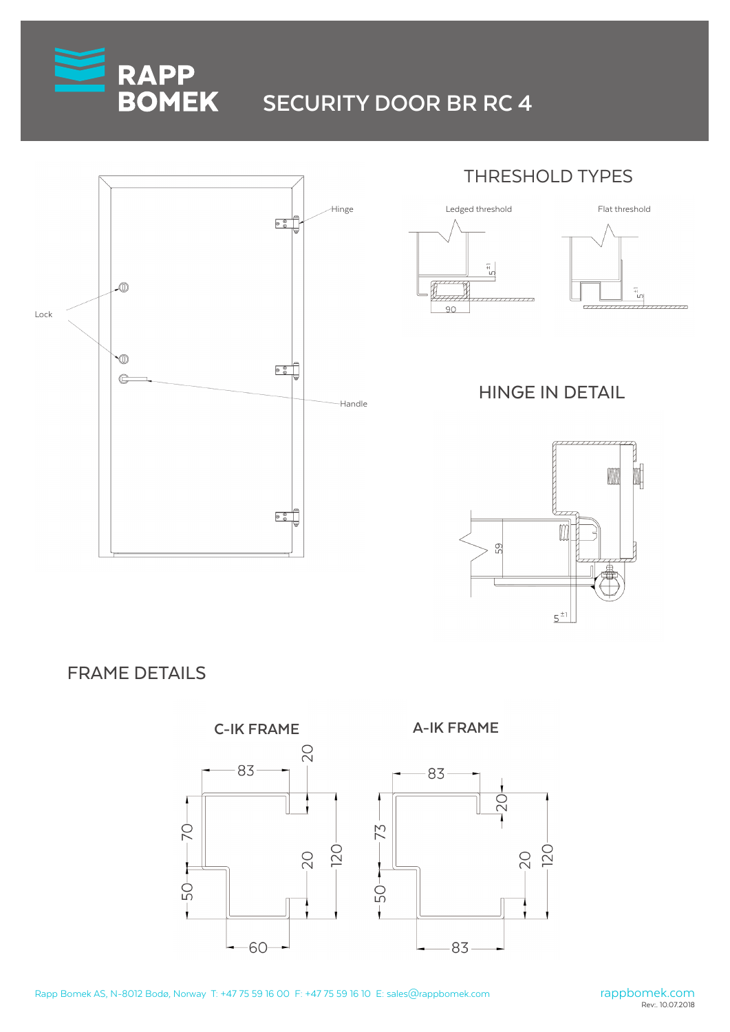# RAPP BOMEK

# SECURITY DOOR BR RC 4

Hinge

Lock

Handle

## THRESHOLD TYPES

Ledged threshold

5 ±1

90

Flat threshold

5 ±1

## HINGE IN DETAIL

59

5 ±1

## FRAME DETAILS

### C-IK FRAME

83

20

70

20

120

50

60

### A-IK FRAME

83

20

73

20

120

50

83

Rapp Bomek AS, N-8012 Bodø, Norway T: +47 75 59 16 00 F: +47 75 59 16 10 E: sales@rappbomek.com

rappbomek.com

Rev.: 10.07.2018